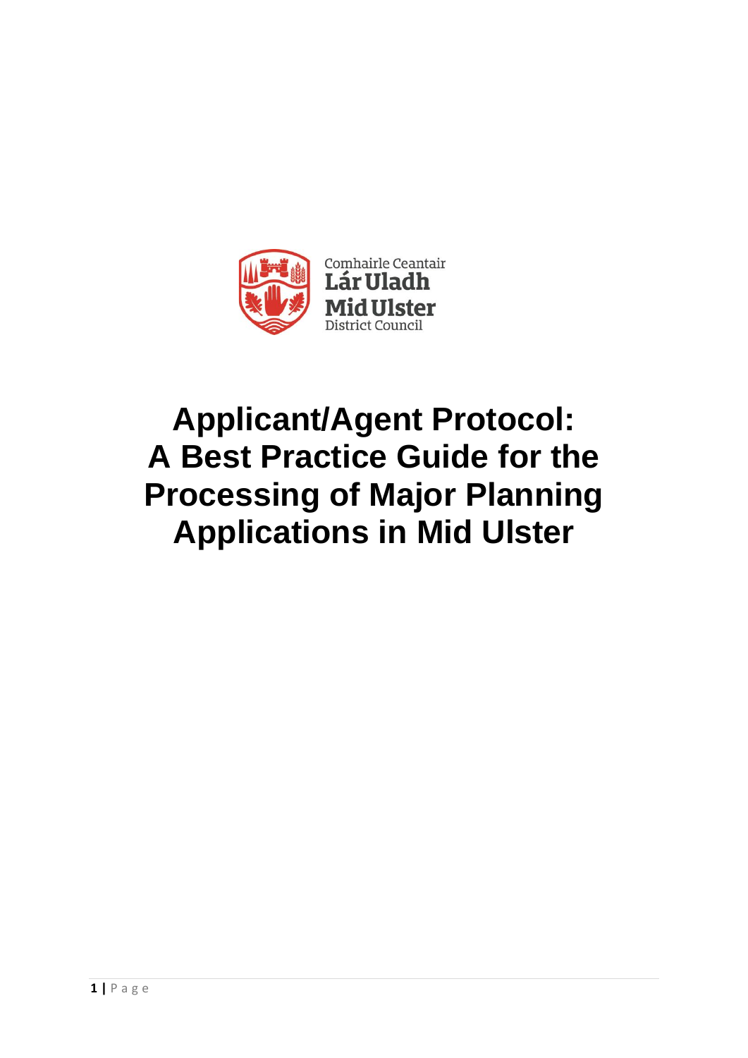Comhairle Ceantair
Lár Uladh
Mid Ulster
District Council

# Applicant/Agent Protocol: A Best Practice Guide for the Processing of Major Planning Applications in Mid Ulster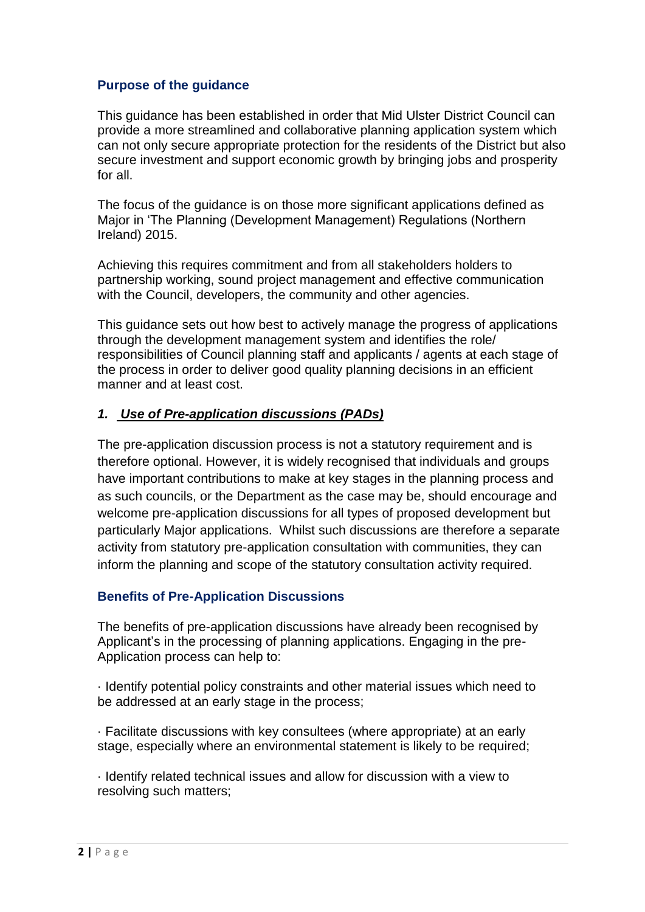### Purpose of the guidance

This guidance has been established in order that Mid Ulster District Council can provide a more streamlined and collaborative planning application system which can not only secure appropriate protection for the residents of the District but also secure investment and support economic growth by bringing jobs and prosperity for all.

The focus of the guidance is on those more significant applications defined as Major in 'The Planning (Development Management) Regulations (Northern Ireland) 2015.

Achieving this requires commitment and from all stakeholders holders to partnership working, sound project management and effective communication with the Council, developers, the community and other agencies.

This guidance sets out how best to actively manage the progress of applications through the development management system and identifies the role/ responsibilities of Council planning staff and applicants / agents at each stage of the process in order to deliver good quality planning decisions in an efficient manner and at least cost.

## *1. Use of Pre-application discussions (PADs)*

The pre-application discussion process is not a statutory requirement and is therefore optional. However, it is widely recognised that individuals and groups have important contributions to make at key stages in the planning process and as such councils, or the Department as the case may be, should encourage and welcome pre-application discussions for all types of proposed development but particularly Major applications. Whilst such discussions are therefore a separate activity from statutory pre-application consultation with communities, they can inform the planning and scope of the statutory consultation activity required.

### Benefits of Pre-Application Discussions

The benefits of pre-application discussions have already been recognised by Applicant's in the processing of planning applications. Engaging in the pre-Application process can help to:

· Identify potential policy constraints and other material issues which need to be addressed at an early stage in the process;

· Facilitate discussions with key consultees (where appropriate) at an early stage, especially where an environmental statement is likely to be required;

· Identify related technical issues and allow for discussion with a view to resolving such matters;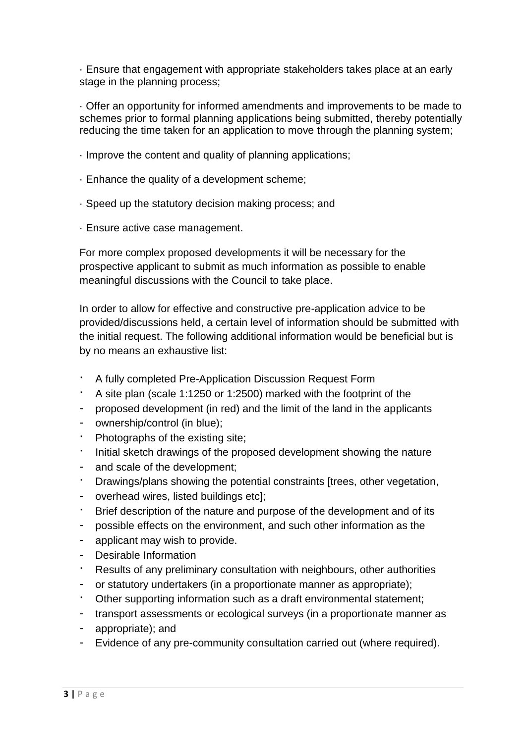· Ensure that engagement with appropriate stakeholders takes place at an early stage in the planning process;

· Offer an opportunity for informed amendments and improvements to be made to schemes prior to formal planning applications being submitted, thereby potentially reducing the time taken for an application to move through the planning system;

· Improve the content and quality of planning applications;

· Enhance the quality of a development scheme;

· Speed up the statutory decision making process; and

· Ensure active case management.

For more complex proposed developments it will be necessary for the prospective applicant to submit as much information as possible to enable meaningful discussions with the Council to take place.

In order to allow for effective and constructive pre-application advice to be provided/discussions held, a certain level of information should be submitted with the initial request. The following additional information would be beneficial but is by no means an exhaustive list:

- A fully completed Pre-Application Discussion Request Form
- A site plan (scale 1:1250 or 1:2500) marked with the footprint of the proposed development (in red) and the limit of the land in the applicants ownership/control (in blue);
- Photographs of the existing site;
- Initial sketch drawings of the proposed development showing the nature and scale of the development;
- Drawings/plans showing the potential constraints [trees, other vegetation, overhead wires, listed buildings etc];
- Brief description of the nature and purpose of the development and of its possible effects on the environment, and such other information as the applicant may wish to provide.
- Desirable Information
- Results of any preliminary consultation with neighbours, other authorities or statutory undertakers (in a proportionate manner as appropriate);
- Other supporting information such as a draft environmental statement; transport assessments or ecological surveys (in a proportionate manner as appropriate); and
- Evidence of any pre-community consultation carried out (where required).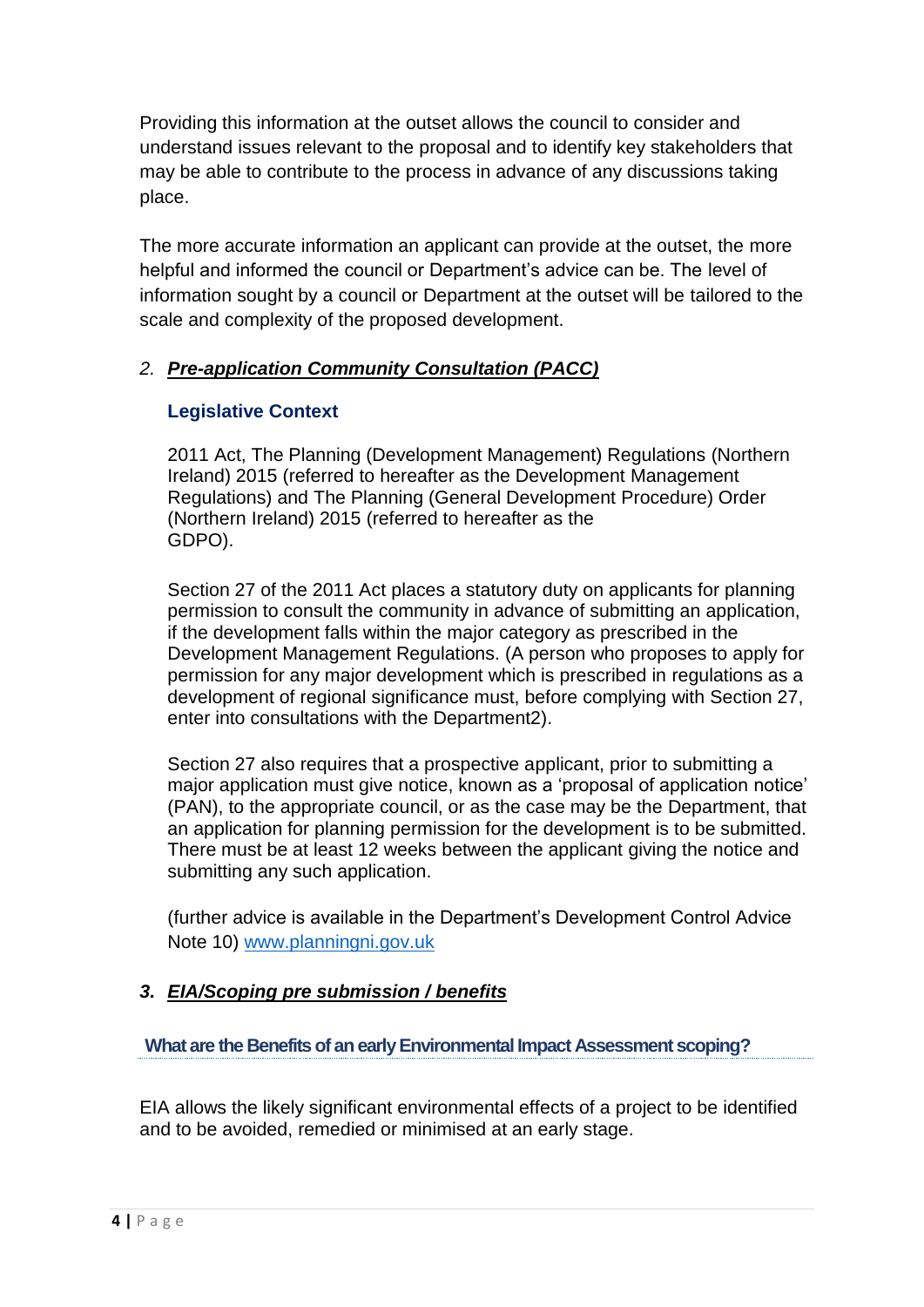Providing this information at the outset allows the council to consider and understand issues relevant to the proposal and to identify key stakeholders that may be able to contribute to the process in advance of any discussions taking place.

The more accurate information an applicant can provide at the outset, the more helpful and informed the council or Department's advice can be. The level of information sought by a council or Department at the outset will be tailored to the scale and complexity of the proposed development.

## 2. ***Pre-application Community Consultation (PACC)***

### Legislative Context

2011 Act, The Planning (Development Management) Regulations (Northern Ireland) 2015 (referred to hereafter as the Development Management Regulations) and The Planning (General Development Procedure) Order (Northern Ireland) 2015 (referred to hereafter as the GDPO).

Section 27 of the 2011 Act places a statutory duty on applicants for planning permission to consult the community in advance of submitting an application, if the development falls within the major category as prescribed in the Development Management Regulations. (A person who proposes to apply for permission for any major development which is prescribed in regulations as a development of regional significance must, before complying with Section 27, enter into consultations with the Department[2]).

Section 27 also requires that a prospective applicant, prior to submitting a major application must give notice, known as a 'proposal of application notice' (PAN), to the appropriate council, or as the case may be the Department, that an application for planning permission for the development is to be submitted. There must be at least 12 weeks between the applicant giving the notice and submitting any such application.

(further advice is available in the Department's Development Control Advice Note 10) [www.planningni.gov.uk](http://www.planningni.gov.uk)

## 3. ***EIA/Scoping pre submission / benefits***

### What are the Benefits of an early Environmental Impact Assessment scoping?

EIA allows the likely significant environmental effects of a project to be identified and to be avoided, remedied or minimised at an early stage.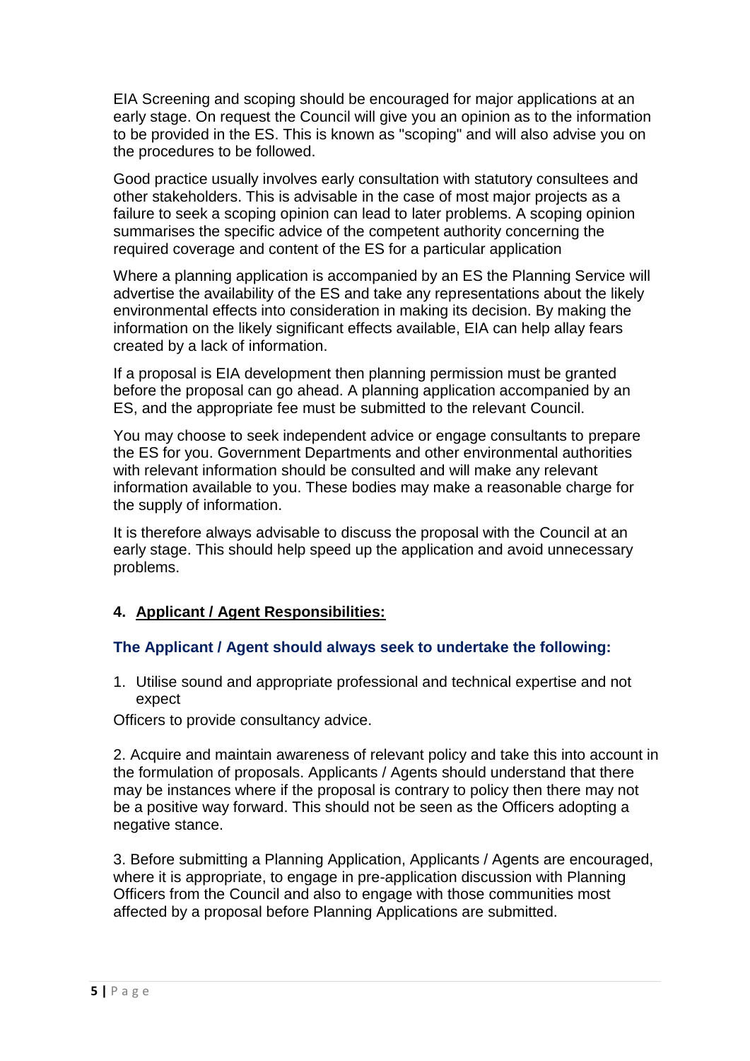EIA Screening and scoping should be encouraged for major applications at an early stage. On request the Council will give you an opinion as to the information to be provided in the ES. This is known as "scoping" and will also advise you on the procedures to be followed.

Good practice usually involves early consultation with statutory consultees and other stakeholders. This is advisable in the case of most major projects as a failure to seek a scoping opinion can lead to later problems. A scoping opinion summarises the specific advice of the competent authority concerning the required coverage and content of the ES for a particular application

Where a planning application is accompanied by an ES the Planning Service will advertise the availability of the ES and take any representations about the likely environmental effects into consideration in making its decision. By making the information on the likely significant effects available, EIA can help allay fears created by a lack of information.

If a proposal is EIA development then planning permission must be granted before the proposal can go ahead. A planning application accompanied by an ES, and the appropriate fee must be submitted to the relevant Council.

You may choose to seek independent advice or engage consultants to prepare the ES for you. Government Departments and other environmental authorities with relevant information should be consulted and will make any relevant information available to you. These bodies may make a reasonable charge for the supply of information.

It is therefore always advisable to discuss the proposal with the Council at an early stage. This should help speed up the application and avoid unnecessary problems.

## 4. Applicant / Agent Responsibilities:

### The Applicant / Agent should always seek to undertake the following:

1. Utilise sound and appropriate professional and technical expertise and not expect

Officers to provide consultancy advice.

2. Acquire and maintain awareness of relevant policy and take this into account in the formulation of proposals. Applicants / Agents should understand that there may be instances where if the proposal is contrary to policy then there may not be a positive way forward. This should not be seen as the Officers adopting a negative stance.

3. Before submitting a Planning Application, Applicants / Agents are encouraged, where it is appropriate, to engage in pre-application discussion with Planning Officers from the Council and also to engage with those communities most affected by a proposal before Planning Applications are submitted.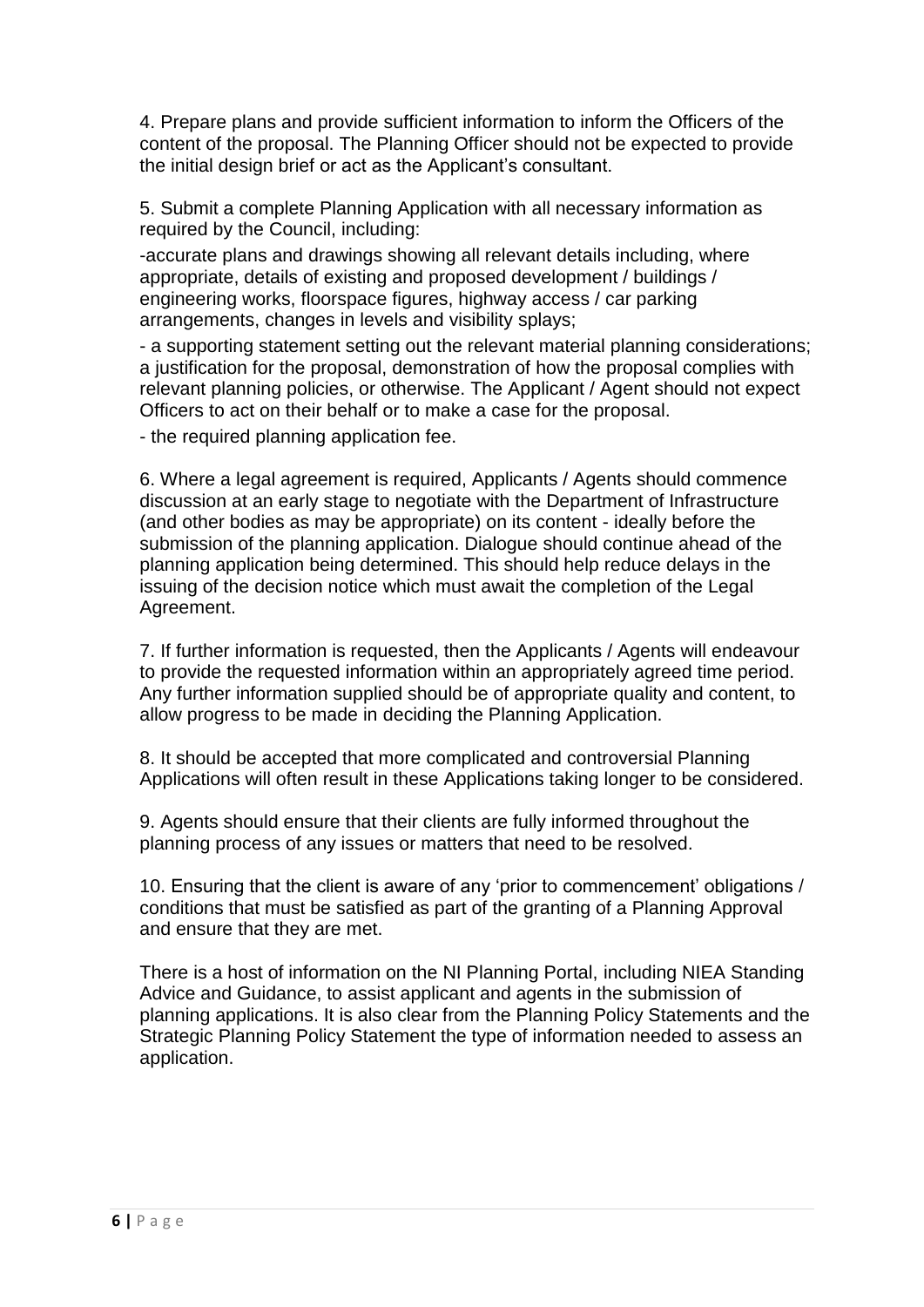4. Prepare plans and provide sufficient information to inform the Officers of the content of the proposal. The Planning Officer should not be expected to provide the initial design brief or act as the Applicant's consultant.

5. Submit a complete Planning Application with all necessary information as required by the Council, including:

-accurate plans and drawings showing all relevant details including, where appropriate, details of existing and proposed development / buildings / engineering works, floorspace figures, highway access / car parking arrangements, changes in levels and visibility splays;

- a supporting statement setting out the relevant material planning considerations; a justification for the proposal, demonstration of how the proposal complies with relevant planning policies, or otherwise. The Applicant / Agent should not expect Officers to act on their behalf or to make a case for the proposal.

- the required planning application fee.

6. Where a legal agreement is required, Applicants / Agents should commence discussion at an early stage to negotiate with the Department of Infrastructure (and other bodies as may be appropriate) on its content - ideally before the submission of the planning application. Dialogue should continue ahead of the planning application being determined. This should help reduce delays in the issuing of the decision notice which must await the completion of the Legal Agreement.

7. If further information is requested, then the Applicants / Agents will endeavour to provide the requested information within an appropriately agreed time period. Any further information supplied should be of appropriate quality and content, to allow progress to be made in deciding the Planning Application.

8. It should be accepted that more complicated and controversial Planning Applications will often result in these Applications taking longer to be considered.

9. Agents should ensure that their clients are fully informed throughout the planning process of any issues or matters that need to be resolved.

10. Ensuring that the client is aware of any 'prior to commencement' obligations / conditions that must be satisfied as part of the granting of a Planning Approval and ensure that they are met.

There is a host of information on the NI Planning Portal, including NIEA Standing Advice and Guidance, to assist applicant and agents in the submission of planning applications. It is also clear from the Planning Policy Statements and the Strategic Planning Policy Statement the type of information needed to assess an application.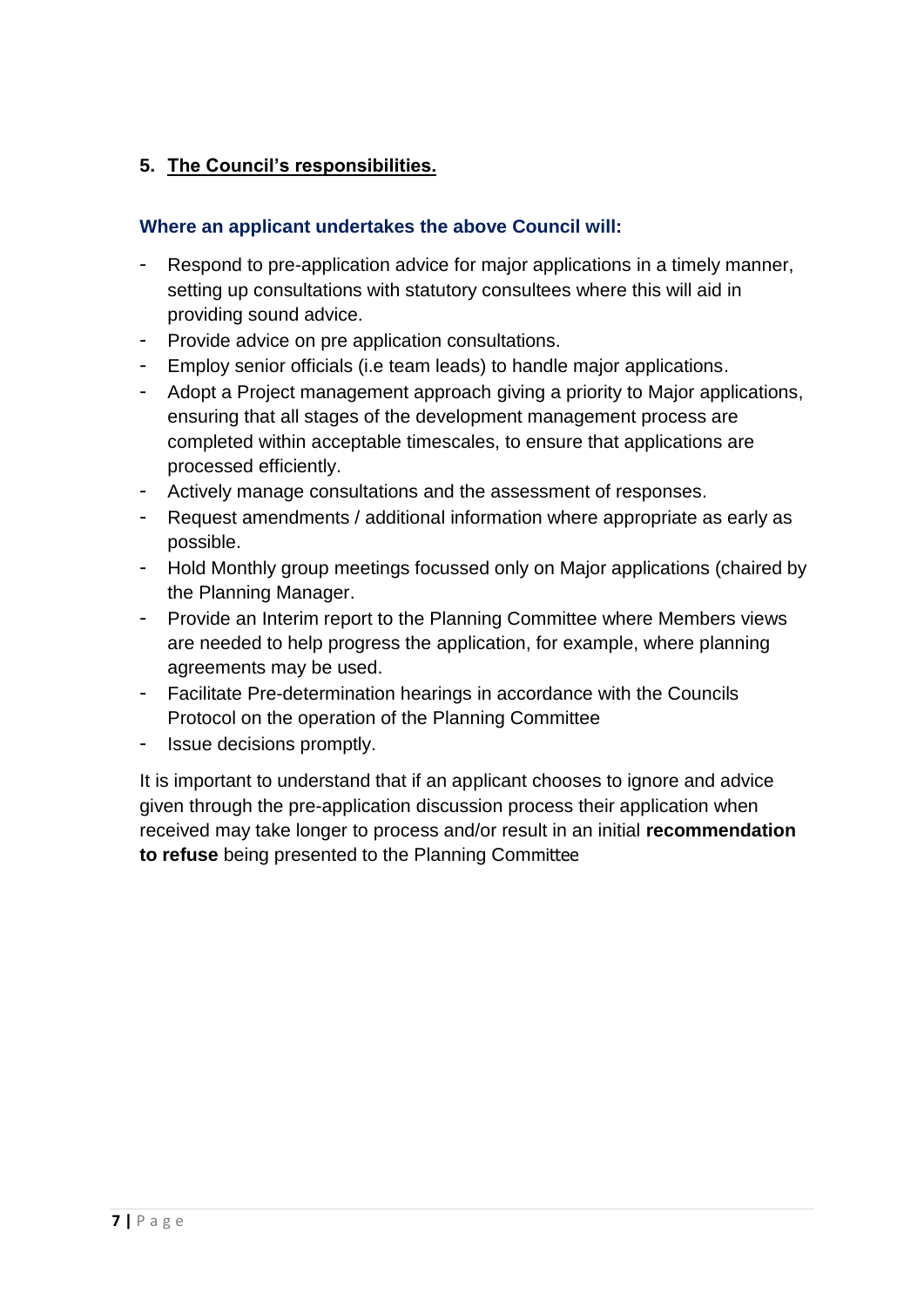## 5. <u>The Council's responsibilities.</u>

### Where an applicant undertakes the above Council will:

- Respond to pre-application advice for major applications in a timely manner, setting up consultations with statutory consultees where this will aid in providing sound advice.
- Provide advice on pre application consultations.
- Employ senior officials (i.e team leads) to handle major applications.
- Adopt a Project management approach giving a priority to Major applications, ensuring that all stages of the development management process are completed within acceptable timescales, to ensure that applications are processed efficiently.
- Actively manage consultations and the assessment of responses.
- Request amendments / additional information where appropriate as early as possible.
- Hold Monthly group meetings focussed only on Major applications (chaired by the Planning Manager.
- Provide an Interim report to the Planning Committee where Members views are needed to help progress the application, for example, where planning agreements may be used.
- Facilitate Pre-determination hearings in accordance with the Councils Protocol on the operation of the Planning Committee
- Issue decisions promptly.

It is important to understand that if an applicant chooses to ignore and advice given through the pre-application discussion process their application when received may take longer to process and/or result in an initial **recommendation to refuse** being presented to the Planning Committee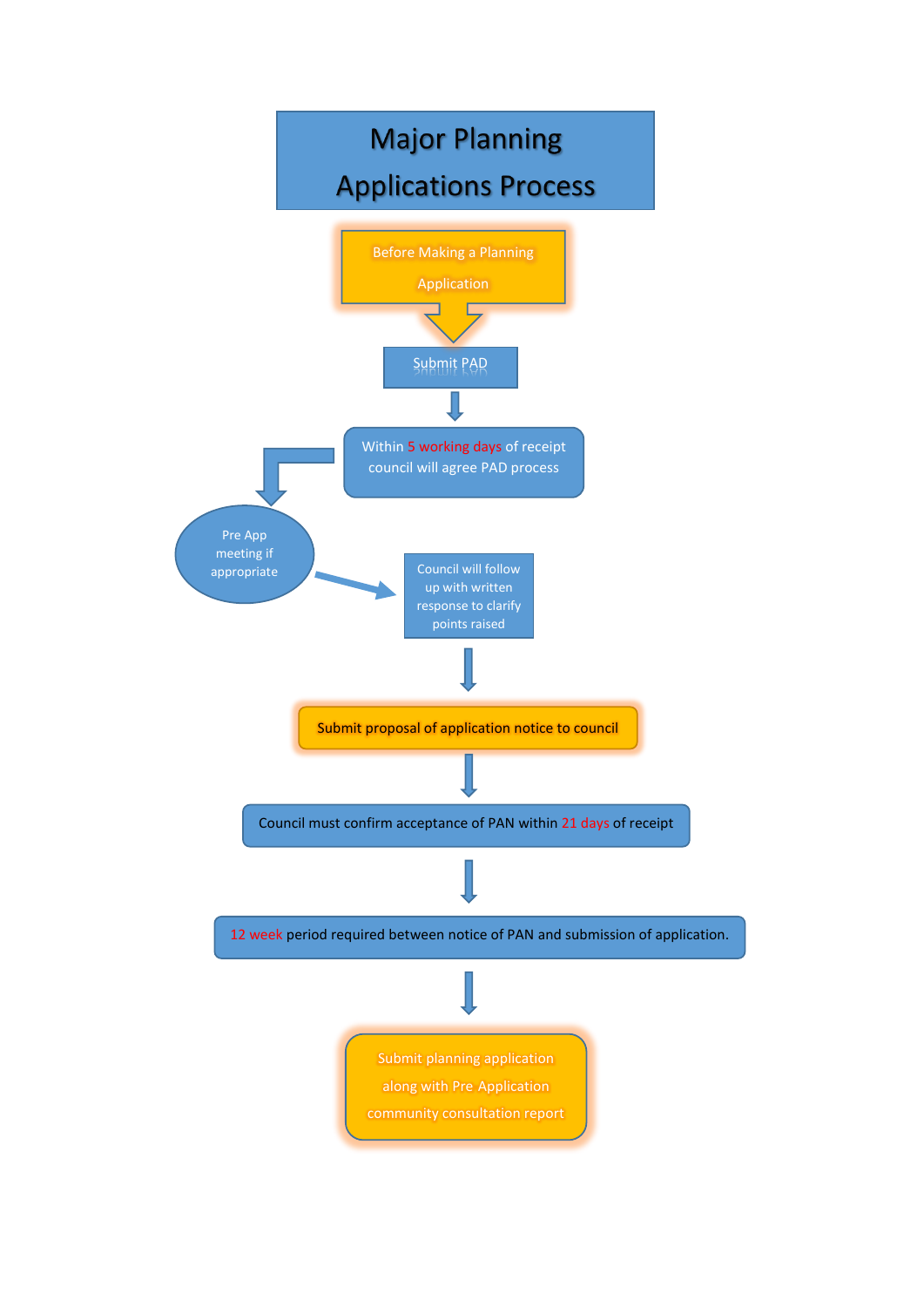# Major Planning Applications Process

Before Making a Planning Application

Submit PAD

Within 5 working days of receipt council will agree PAD process

Pre App meeting if appropriate

Council will follow up with written response to clarify points raised

Submit proposal of application notice to council

Council must confirm acceptance of PAN within 21 days of receipt

12 week period required between notice of PAN and submission of application.

Submit planning application along with Pre Application community consultation report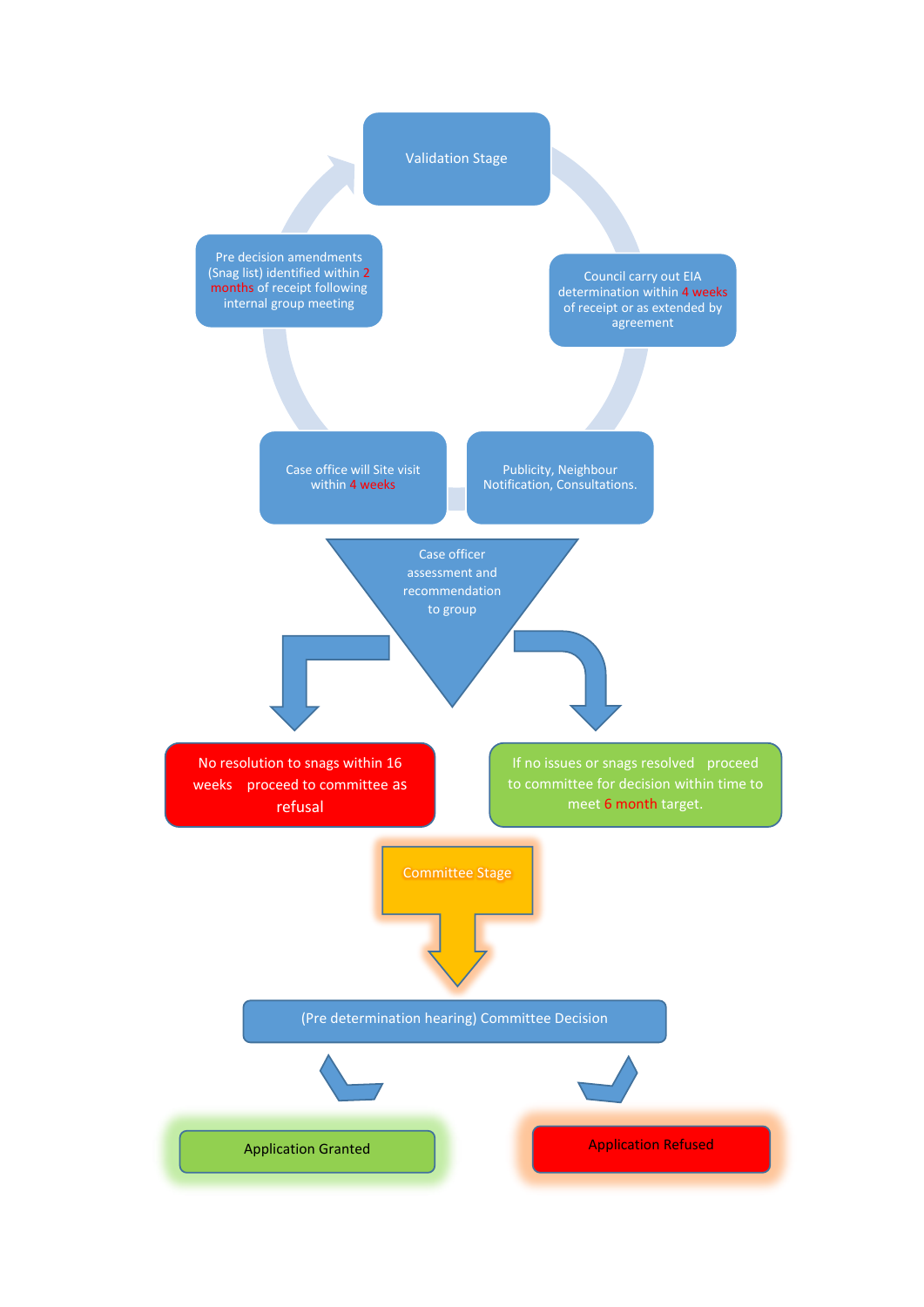Validation Stage

Council carry out EIA determination within 4 weeks of receipt or as extended by agreement

Publicity, Neighbour Notification, Consultations.

Case office will Site visit within 4 weeks

Pre decision amendments (Snag list) identified within 2 months of receipt following internal group meeting

Case officer assessment and recommendation to group

No resolution to snags within 16 weeks proceed to committee as refusal

If no issues or snags resolved proceed to committee for decision within time to meet 6 month target.

Committee Stage

(Pre determination hearing) Committee Decision

Application Granted

Application Refused